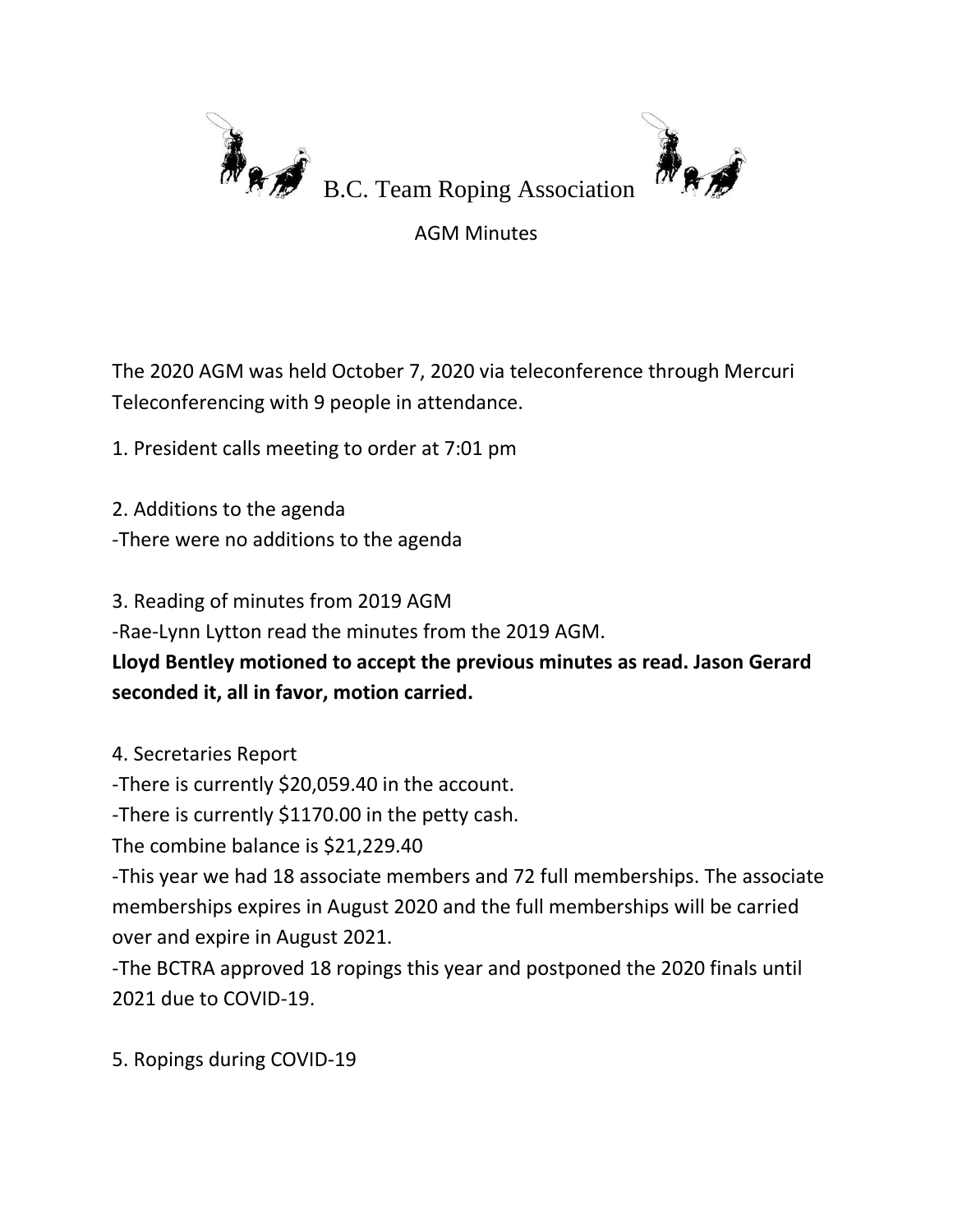# B.C. Team Roping Association

AGM Minutes

The 2020 AGM was held October 7, 2020 via teleconference through Mercuri Teleconferencing with 9 people in attendance.

1. President calls meeting to order at 7:01 pm

2. Additions to the agenda
-There were no additions to the agenda

3. Reading of minutes from 2019 AGM
-Rae-Lynn Lytton read the minutes from the 2019 AGM.
**Lloyd Bentley motioned to accept the previous minutes as read. Jason Gerard seconded it, all in favor, motion carried.**

4. Secretaries Report
-There is currently $20,059.40 in the account.
-There is currently $1170.00 in the petty cash.
The combine balance is $21,229.40
-This year we had 18 associate members and 72 full memberships. The associate memberships expires in August 2020 and the full memberships will be carried over and expire in August 2021.
-The BCTRA approved 18 ropings this year and postponed the 2020 finals until 2021 due to COVID-19.

5. Ropings during COVID-19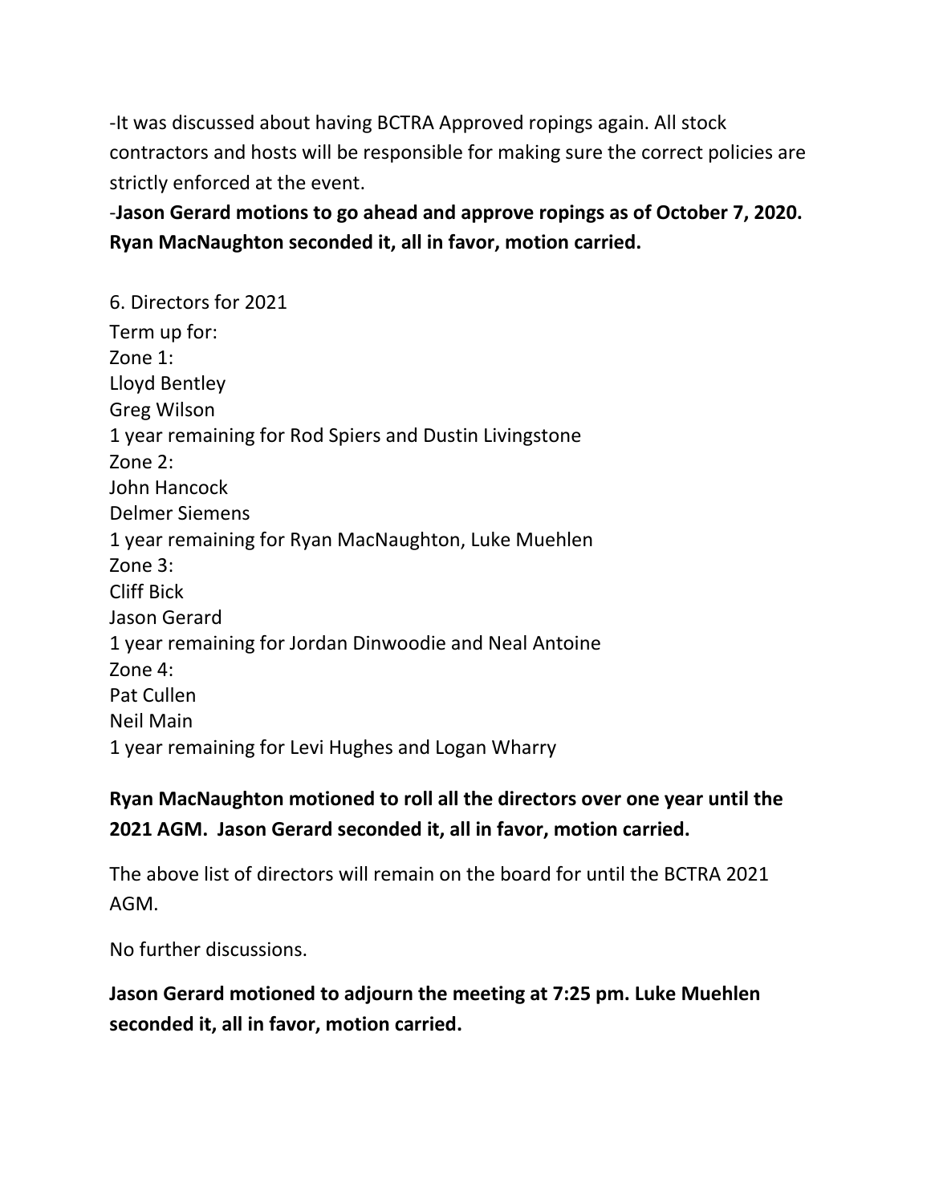-It was discussed about having BCTRA Approved ropings again. All stock contractors and hosts will be responsible for making sure the correct policies are strictly enforced at the event.

-**Jason Gerard motions to go ahead and approve ropings as of October 7, 2020. Ryan MacNaughton seconded it, all in favor, motion carried.**

6. Directors for 2021

Term up for:
Zone 1:
Lloyd Bentley
Greg Wilson
1 year remaining for Rod Spiers and Dustin Livingstone
Zone 2:
John Hancock
Delmer Siemens
1 year remaining for Ryan MacNaughton, Luke Muehlen
Zone 3:
Cliff Bick
Jason Gerard
1 year remaining for Jordan Dinwoodie and Neal Antoine
Zone 4:
Pat Cullen
Neil Main
1 year remaining for Levi Hughes and Logan Wharry

**Ryan MacNaughton motioned to roll all the directors over one year until the 2021 AGM. Jason Gerard seconded it, all in favor, motion carried.**

The above list of directors will remain on the board for until the BCTRA 2021 AGM.

No further discussions.

**Jason Gerard motioned to adjourn the meeting at 7:25 pm. Luke Muehlen seconded it, all in favor, motion carried.**